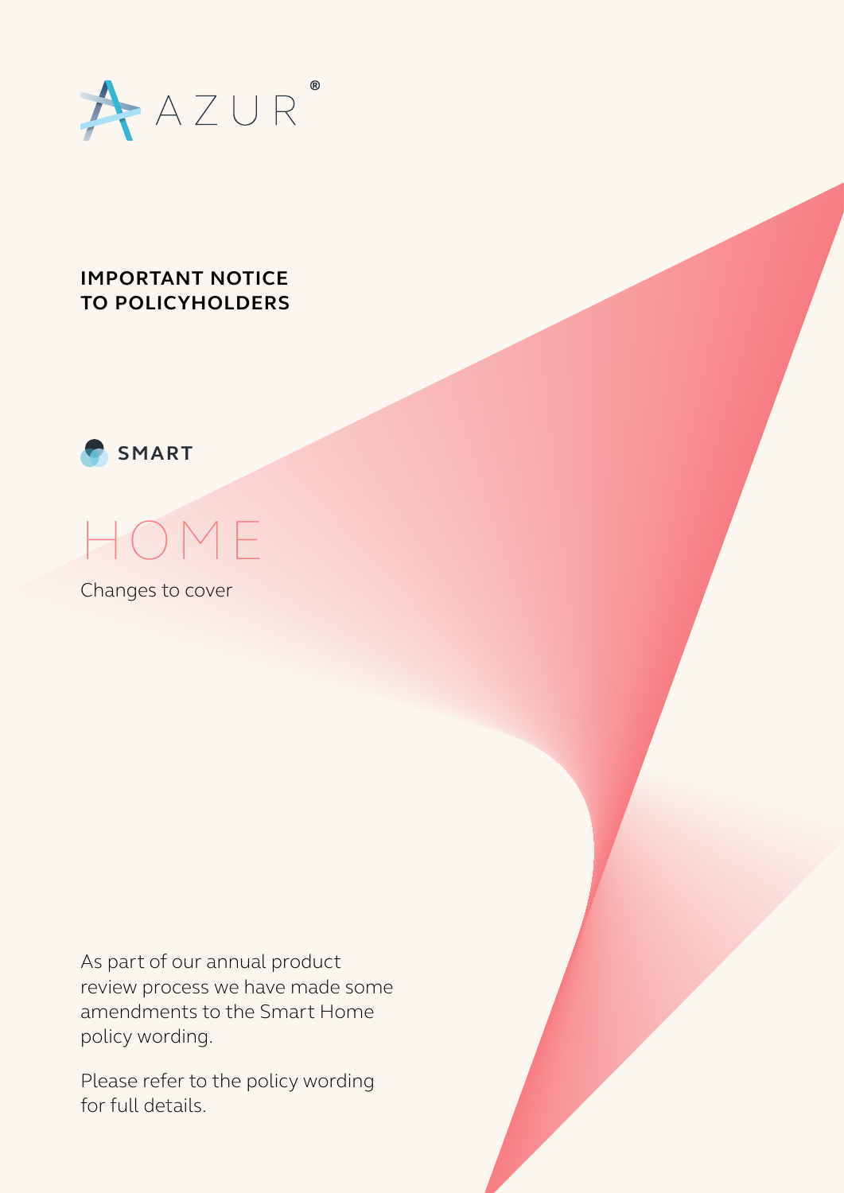AZUR®

**IMPORTANT NOTICE TO POLICYHOLDERS**

**SMART**

# HOME

Changes to cover

As part of our annual product review process we have made some amendments to the Smart Home policy wording.

Please refer to the policy wording for full details.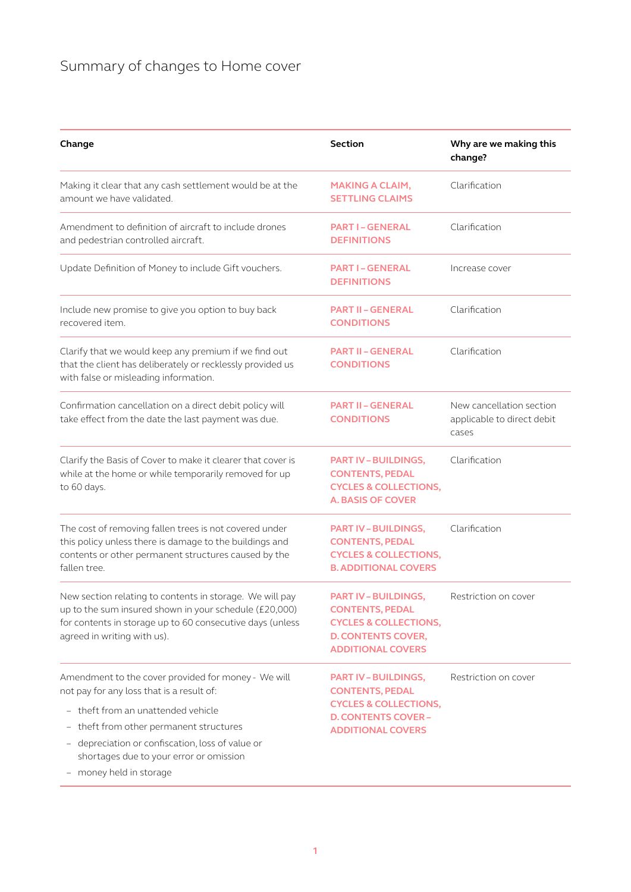# Summary of changes to Home cover

| Change | Section | Why are we making this change? |
|---|---|---|
| Making it clear that any cash settlement would be at the amount we have validated. | MAKING A CLAIM, SETTLING CLAIMS | Clarification |
| Amendment to definition of aircraft to include drones and pedestrian controlled aircraft. | PART I – GENERAL DEFINITIONS | Clarification |
| Update Definition of Money to include Gift vouchers. | PART I – GENERAL DEFINITIONS | Increase cover |
| Include new promise to give you option to buy back recovered item. | PART II – GENERAL CONDITIONS | Clarification |
| Clarify that we would keep any premium if we find out that the client has deliberately or recklessly provided us with false or misleading information. | PART II – GENERAL CONDITIONS | Clarification |
| Confirmation cancellation on a direct debit policy will take effect from the date the last payment was due. | PART II – GENERAL CONDITIONS | New cancellation section applicable to direct debit cases |
| Clarify the Basis of Cover to make it clearer that cover is while at the home or while temporarily removed for up to 60 days. | PART IV – BUILDINGS, CONTENTS, PEDAL CYCLES & COLLECTIONS, A. BASIS OF COVER | Clarification |
| The cost of removing fallen trees is not covered under this policy unless there is damage to the buildings and contents or other permanent structures caused by the fallen tree. | PART IV – BUILDINGS, CONTENTS, PEDAL CYCLES & COLLECTIONS, B. ADDITIONAL COVERS | Clarification |
| New section relating to contents in storage. We will pay up to the sum insured shown in your schedule (£20,000) for contents in storage up to 60 consecutive days (unless agreed in writing with us). | PART IV – BUILDINGS, CONTENTS, PEDAL CYCLES & COLLECTIONS, D. CONTENTS COVER, ADDITIONAL COVERS | Restriction on cover |
| Amendment to the cover provided for money - We will not pay for any loss that is a result of:<br>– theft from an unattended vehicle<br>– theft from other permanent structures<br>– depreciation or confiscation, loss of value or shortages due to your error or omission<br>– money held in storage | PART IV – BUILDINGS, CONTENTS, PEDAL CYCLES & COLLECTIONS, D. CONTENTS COVER – ADDITIONAL COVERS | Restriction on cover |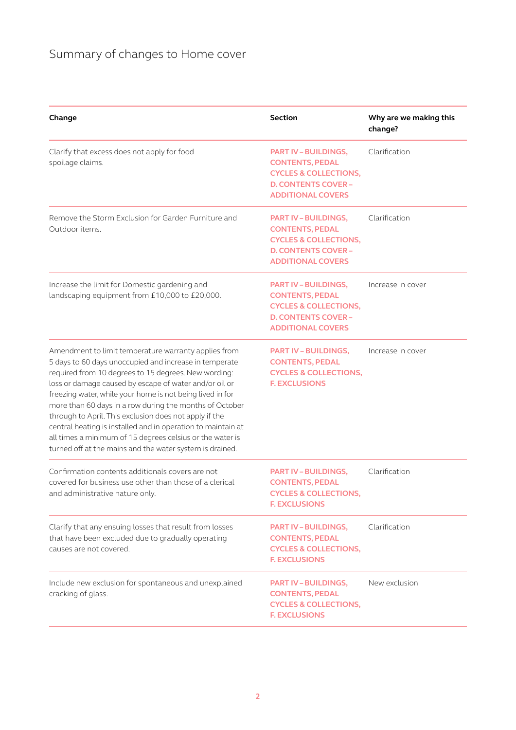# Summary of changes to Home cover

| Change | Section | Why are we making this change? |
|---|---|---|
| Clarify that excess does not apply for food spoilage claims. | PART IV – BUILDINGS, CONTENTS, PEDAL CYCLES & COLLECTIONS, D. CONTENTS COVER – ADDITIONAL COVERS | Clarification |
| Remove the Storm Exclusion for Garden Furniture and Outdoor items. | PART IV – BUILDINGS, CONTENTS, PEDAL CYCLES & COLLECTIONS, D. CONTENTS COVER – ADDITIONAL COVERS | Clarification |
| Increase the limit for Domestic gardening and landscaping equipment from £10,000 to £20,000. | PART IV – BUILDINGS, CONTENTS, PEDAL CYCLES & COLLECTIONS, D. CONTENTS COVER – ADDITIONAL COVERS | Increase in cover |
| Amendment to limit temperature warranty applies from 5 days to 60 days unoccupied and increase in temperate required from 10 degrees to 15 degrees. New wording: loss or damage caused by escape of water and/or oil or freezing water, while your home is not being lived in for more than 60 days in a row during the months of October through to April. This exclusion does not apply if the central heating is installed and in operation to maintain at all times a minimum of 15 degrees celsius or the water is turned off at the mains and the water system is drained. | PART IV – BUILDINGS, CONTENTS, PEDAL CYCLES & COLLECTIONS, F. EXCLUSIONS | Increase in cover |
| Confirmation contents additionals covers are not covered for business use other than those of a clerical and administrative nature only. | PART IV – BUILDINGS, CONTENTS, PEDAL CYCLES & COLLECTIONS, F. EXCLUSIONS | Clarification |
| Clarify that any ensuing losses that result from losses that have been excluded due to gradually operating causes are not covered. | PART IV – BUILDINGS, CONTENTS, PEDAL CYCLES & COLLECTIONS, F. EXCLUSIONS | Clarification |
| Include new exclusion for spontaneous and unexplained cracking of glass. | PART IV – BUILDINGS, CONTENTS, PEDAL CYCLES & COLLECTIONS, F. EXCLUSIONS | New exclusion |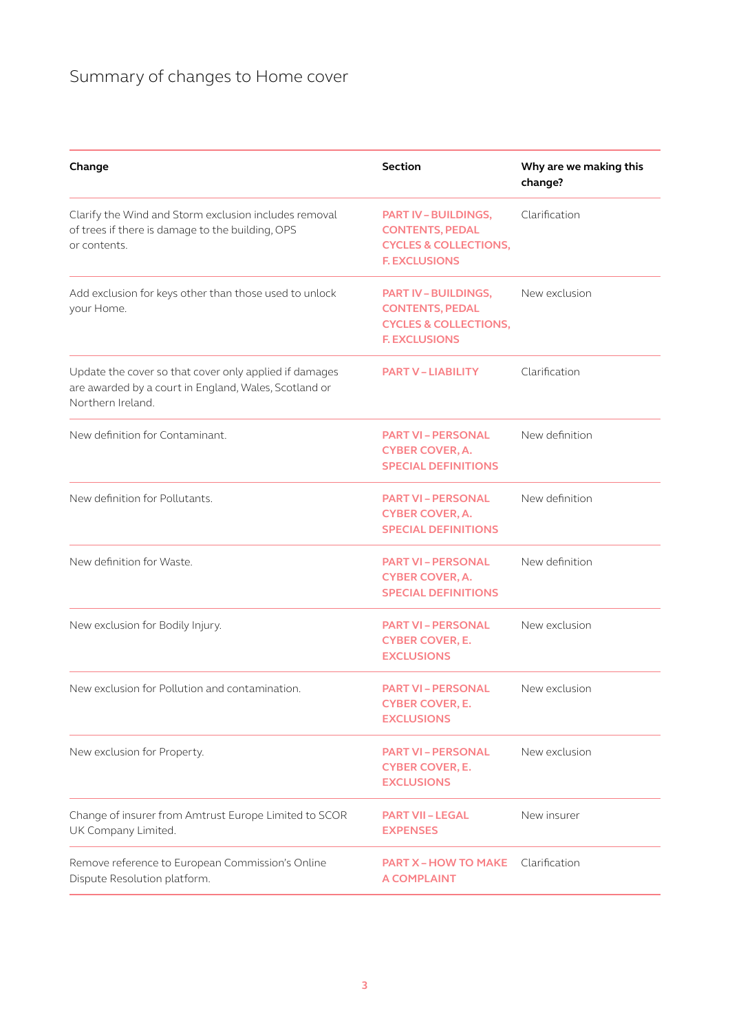# Summary of changes to Home cover

| Change | Section | Why are we making this change? |
|---|---|---|
| Clarify the Wind and Storm exclusion includes removal of trees if there is damage to the building, OPS or contents. | PART IV – BUILDINGS, CONTENTS, PEDAL CYCLES & COLLECTIONS, F. EXCLUSIONS | Clarification |
| Add exclusion for keys other than those used to unlock your Home. | PART IV – BUILDINGS, CONTENTS, PEDAL CYCLES & COLLECTIONS, F. EXCLUSIONS | New exclusion |
| Update the cover so that cover only applied if damages are awarded by a court in England, Wales, Scotland or Northern Ireland. | PART V – LIABILITY | Clarification |
| New definition for Contaminant. | PART VI – PERSONAL CYBER COVER, A. SPECIAL DEFINITIONS | New definition |
| New definition for Pollutants. | PART VI – PERSONAL CYBER COVER, A. SPECIAL DEFINITIONS | New definition |
| New definition for Waste. | PART VI – PERSONAL CYBER COVER, A. SPECIAL DEFINITIONS | New definition |
| New exclusion for Bodily Injury. | PART VI – PERSONAL CYBER COVER, E. EXCLUSIONS | New exclusion |
| New exclusion for Pollution and contamination. | PART VI – PERSONAL CYBER COVER, E. EXCLUSIONS | New exclusion |
| New exclusion for Property. | PART VI – PERSONAL CYBER COVER, E. EXCLUSIONS | New exclusion |
| Change of insurer from Amtrust Europe Limited to SCOR UK Company Limited. | PART VII – LEGAL EXPENSES | New insurer |
| Remove reference to European Commission's Online Dispute Resolution platform. | PART X – HOW TO MAKE A COMPLAINT | Clarification |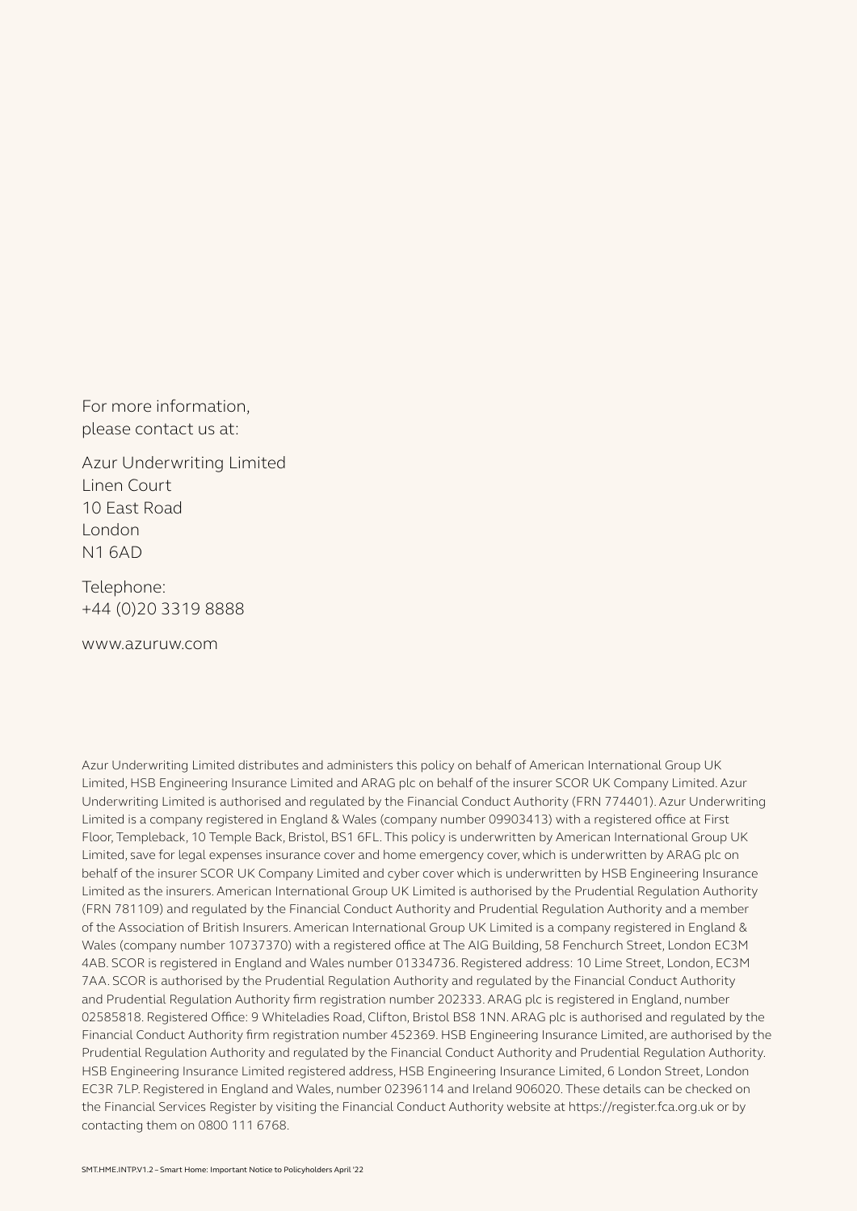For more information,
please contact us at:

Azur Underwriting Limited
Linen Court
10 East Road
London
N1 6AD

Telephone:
+44 (0)20 3319 8888

www.azuruw.com

Azur Underwriting Limited distributes and administers this policy on behalf of American International Group UK Limited, HSB Engineering Insurance Limited and ARAG plc on behalf of the insurer SCOR UK Company Limited. Azur Underwriting Limited is authorised and regulated by the Financial Conduct Authority (FRN 774401). Azur Underwriting Limited is a company registered in England & Wales (company number 09903413) with a registered office at First Floor, Templeback, 10 Temple Back, Bristol, BS1 6FL. This policy is underwritten by American International Group UK Limited, save for legal expenses insurance cover and home emergency cover, which is underwritten by ARAG plc on behalf of the insurer SCOR UK Company Limited and cyber cover which is underwritten by HSB Engineering Insurance Limited as the insurers. American International Group UK Limited is authorised by the Prudential Regulation Authority (FRN 781109) and regulated by the Financial Conduct Authority and Prudential Regulation Authority and a member of the Association of British Insurers. American International Group UK Limited is a company registered in England & Wales (company number 10737370) with a registered office at The AIG Building, 58 Fenchurch Street, London EC3M 4AB. SCOR is registered in England and Wales number 01334736. Registered address: 10 Lime Street, London, EC3M 7AA. SCOR is authorised by the Prudential Regulation Authority and regulated by the Financial Conduct Authority and Prudential Regulation Authority firm registration number 202333. ARAG plc is registered in England, number 02585818. Registered Office: 9 Whiteladies Road, Clifton, Bristol BS8 1NN. ARAG plc is authorised and regulated by the Financial Conduct Authority firm registration number 452369. HSB Engineering Insurance Limited, are authorised by the Prudential Regulation Authority and regulated by the Financial Conduct Authority and Prudential Regulation Authority. HSB Engineering Insurance Limited registered address, HSB Engineering Insurance Limited, 6 London Street, London EC3R 7LP. Registered in England and Wales, number 02396114 and Ireland 906020. These details can be checked on the Financial Services Register by visiting the Financial Conduct Authority website at https://register.fca.org.uk or by contacting them on 0800 111 6768.

SMT.HME.INTP.V1.2 – Smart Home: Important Notice to Policyholders April '22